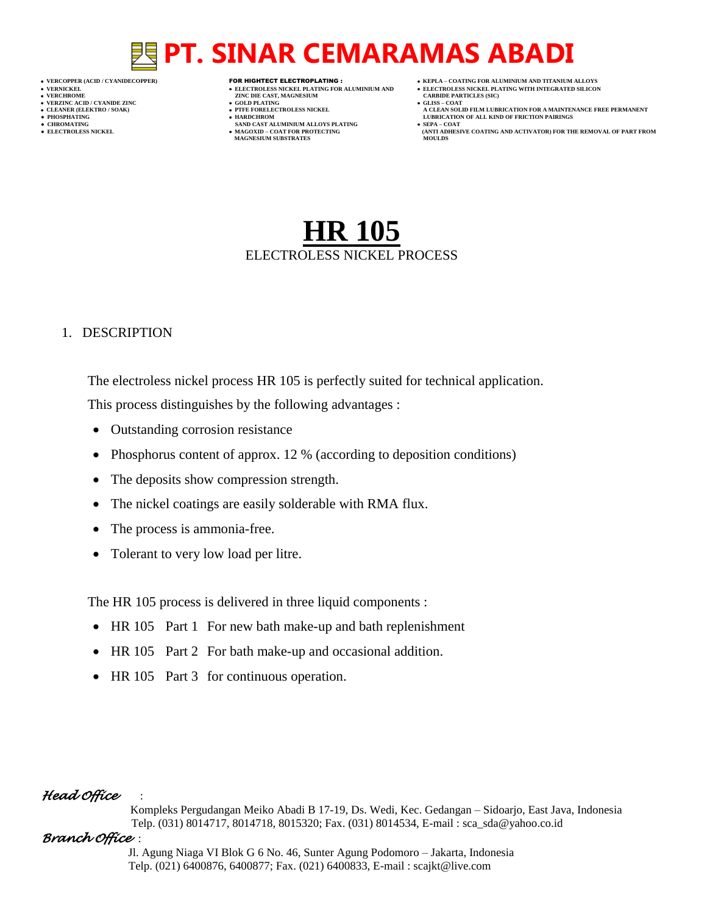# PT. SINAR CEMARAMAS ABADI

- VERCOPPER (ACID / CYANIDECOPPER)
- VERNICKEL
- VERCHROME
- VERZINC ACID / CYANIDE ZINC
- CLEANER (ELEKTRO / SOAK)
- PHOSPHATING
- CHROMATING
- ELECTROLESS NICKEL

**FOR HIGHTECT ELECTROPLATING :**

- ELECTROLESS NICKEL PLATING FOR ALUMINIUM AND ZINC DIE CAST, MAGNESIUM
- GOLD PLATING
- PTFE FORELECTROLESS NICKEL
- HARDCHROM SAND CAST ALUMINIUM ALLOYS PLATING
- MAGOXID – COAT FOR PROTECTING MAGNESIUM SUBSTRATES

- KEPLA – COATING FOR ALUMINIUM AND TITANIUM ALLOYS
- ELECTROLESS NICKEL PLATING WITH INTEGRATED SILICON CARBIDE PARTICLES (SIC)
- GLISS – COAT A CLEAN SOLID FILM LUBRICATION FOR A MAINTENANCE FREE PERMANENT LUBRICATION OF ALL KIND OF FRICTION PAIRINGS
- SEPA – COAT (ANTI ADHESIVE COATING AND ACTIVATOR) FOR THE REMOVAL OF PART FROM MOULDS

# HR 105

ELECTROLESS NICKEL PROCESS

## 1. DESCRIPTION

The electroless nickel process HR 105 is perfectly suited for technical application.

This process distinguishes by the following advantages :

- Outstanding corrosion resistance
- Phosphorus content of approx. 12 % (according to deposition conditions)
- The deposits show compression strength.
- The nickel coatings are easily solderable with RMA flux.
- The process is ammonia-free.
- Tolerant to very low load per litre.

The HR 105 process is delivered in three liquid components :

- HR 105 Part 1 For new bath make-up and bath replenishment
- HR 105 Part 2 For bath make-up and occasional addition.
- HR 105 Part 3 for continuous operation.

*Head Office* :
Kompleks Pergudangan Meiko Abadi B 17-19, Ds. Wedi, Kec. Gedangan – Sidoarjo, East Java, Indonesia
Telp. (031) 8014717, 8014718, 8015320; Fax. (031) 8014534, E-mail : sca_sda@yahoo.co.id

*Branch Office* :
Jl. Agung Niaga VI Blok G 6 No. 46, Sunter Agung Podomoro – Jakarta, Indonesia
Telp. (021) 6400876, 6400877; Fax. (021) 6400833, E-mail : scajkt@live.com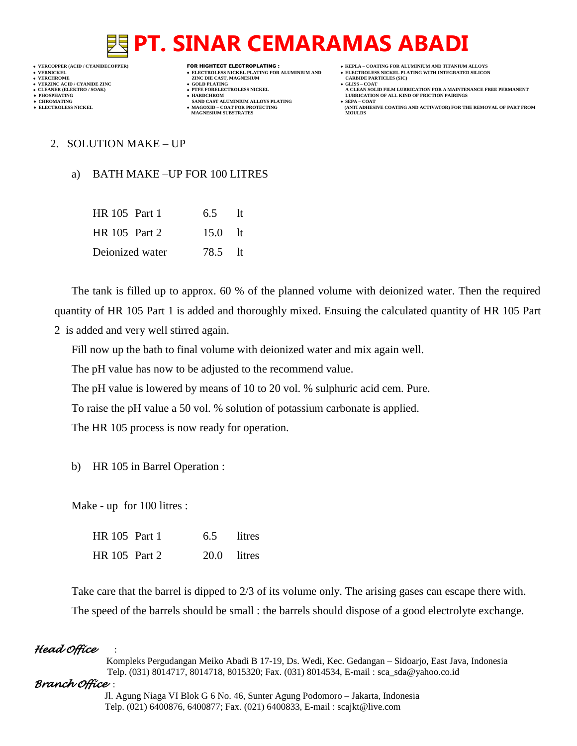## 2. SOLUTION MAKE – UP

### a) BATH MAKE –UP FOR 100 LITRES

| | | |
|---|---|---|
| HR 105 Part 1 | 6.5 | lt |
| HR 105 Part 2 | 15.0 | lt |
| Deionized water | 78.5 | lt |

The tank is filled up to approx. 60 % of the planned volume with deionized water. Then the required quantity of HR 105 Part 1 is added and thoroughly mixed. Ensuing the calculated quantity of HR 105 Part 2 is added and very well stirred again.

Fill now up the bath to final volume with deionized water and mix again well.

The pH value has now to be adjusted to the recommend value.

The pH value is lowered by means of 10 to 20 vol. % sulphuric acid cem. Pure.

To raise the pH value a 50 vol. % solution of potassium carbonate is applied.

The HR 105 process is now ready for operation.

### b) HR 105 in Barrel Operation :

Make - up for 100 litres :

| | | |
|---|---|---|
| HR 105 Part 1 | 6.5 | litres |
| HR 105 Part 2 | 20.0 | litres |

Take care that the barrel is dipped to 2/3 of its volume only. The arising gases can escape there with.

The speed of the barrels should be small : the barrels should dispose of a good electrolyte exchange.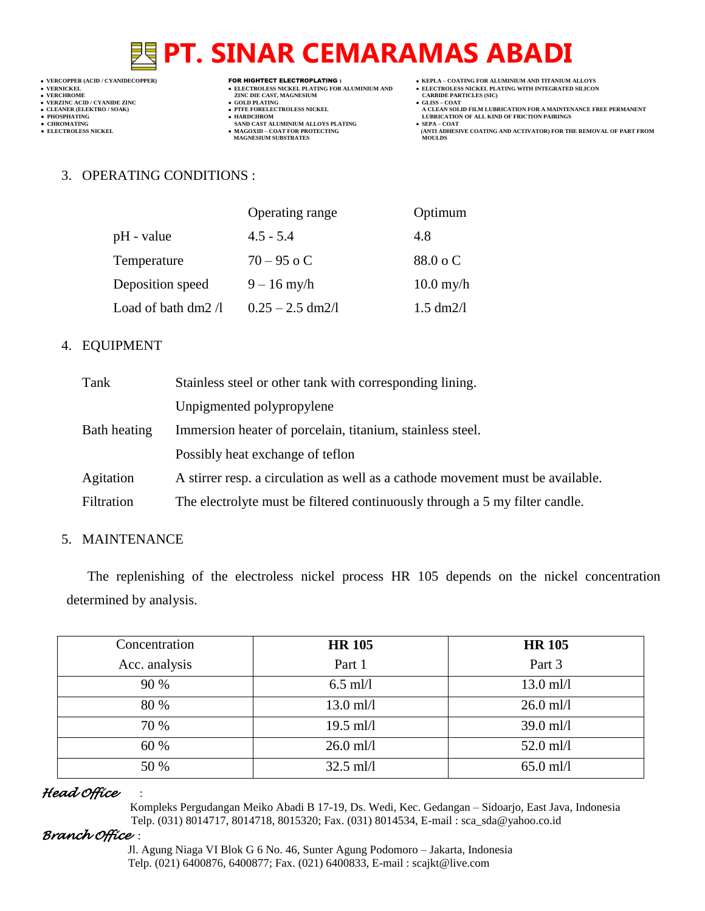## 3. OPERATING CONDITIONS :

| | Operating range | Optimum |
|---|---|---|
| pH - value | 4.5 - 5.4 | 4.8 |
| Temperature | 70 – 95 o C | 88.0 o C |
| Deposition speed | 9 – 16 my/h | 10.0 my/h |
| Load of bath dm2 /l | 0.25 – 2.5 dm2/l | 1.5 dm2/l |

## 4. EQUIPMENT

| | |
|---|---|
| Tank | Stainless steel or other tank with corresponding lining. |
| | Unpigmented polypropylene |
| Bath heating | Immersion heater of porcelain, titanium, stainless steel. |
| | Possibly heat exchange of teflon |
| Agitation | A stirrer resp. a circulation as well as a cathode movement must be available. |
| Filtration | The electrolyte must be filtered continuously through a 5 my filter candle. |

## 5. MAINTENANCE

The replenishing of the electroless nickel process HR 105 depends on the nickel concentration determined by analysis.

| Concentration Acc. analysis | **HR 105** Part 1 | **HR 105** Part 3 |
|---|---|---|
| 90 % | 6.5 ml/l | 13.0 ml/l |
| 80 % | 13.0 ml/l | 26.0 ml/l |
| 70 % | 19.5 ml/l | 39.0 ml/l |
| 60 % | 26.0 ml/l | 52.0 ml/l |
| 50 % | 32.5 ml/l | 65.0 ml/l |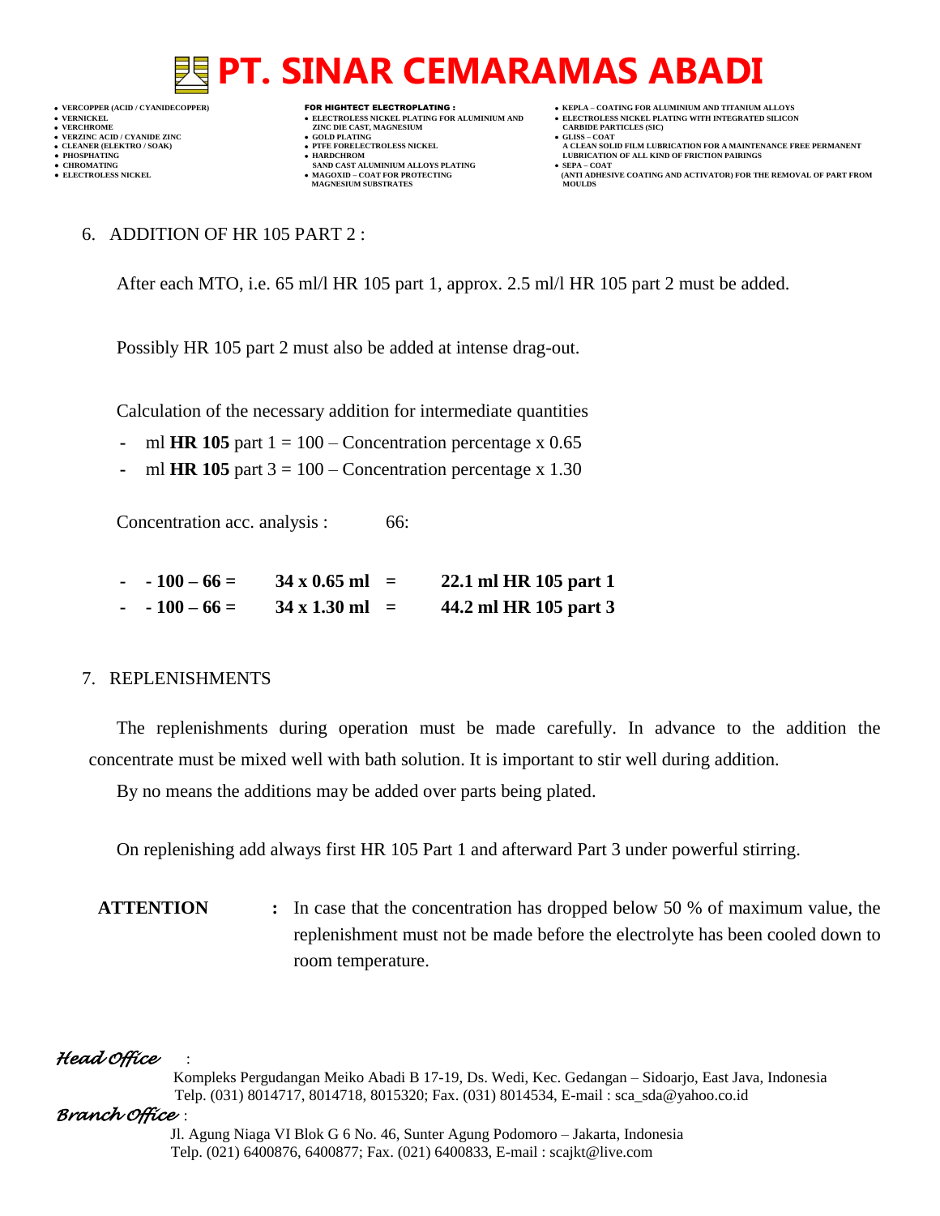6. ADDITION OF HR 105 PART 2 :

After each MTO, i.e. 65 ml/l HR 105 part 1, approx. 2.5 ml/l HR 105 part 2 must be added.

Possibly HR 105 part 2 must also be added at intense drag-out.

Calculation of the necessary addition for intermediate quantities

- ml **HR 105** part 1 = 100 – Concentration percentage x 0.65
- ml **HR 105** part 3 = 100 – Concentration percentage x 1.30

Concentration acc. analysis : 66:

- **- 100 – 66 = 34 x 0.65 ml = 22.1 ml HR 105 part 1**
- **- 100 – 66 = 34 x 1.30 ml = 44.2 ml HR 105 part 3**

7. REPLENISHMENTS

The replenishments during operation must be made carefully. In advance to the addition the concentrate must be mixed well with bath solution. It is important to stir well during addition.

By no means the additions may be added over parts being plated.

On replenishing add always first HR 105 Part 1 and afterward Part 3 under powerful stirring.

**ATTENTION** **:** In case that the concentration has dropped below 50 % of maximum value, the replenishment must not be made before the electrolyte has been cooled down to room temperature.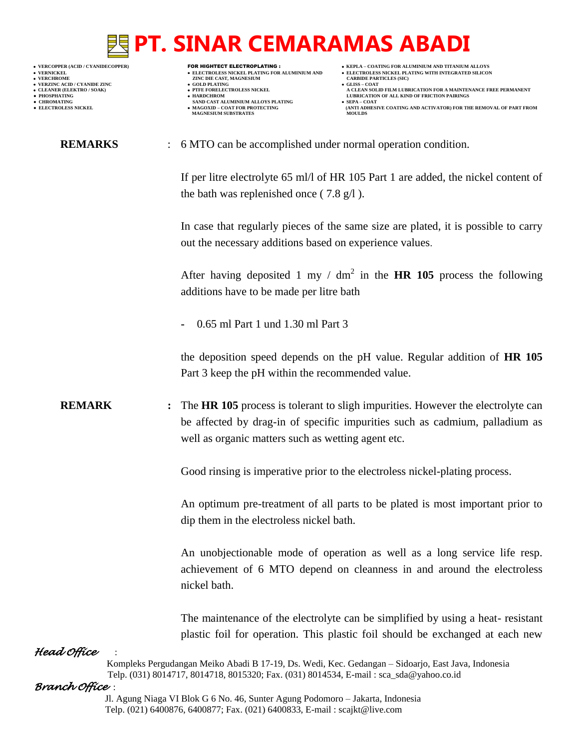**REMARKS** : 6 MTO can be accomplished under normal operation condition.

If per litre electrolyte 65 ml/l of HR 105 Part 1 are added, the nickel content of the bath was replenished once ( 7.8 g/l ).

In case that regularly pieces of the same size are plated, it is possible to carry out the necessary additions based on experience values.

After having deposited 1 my / $dm^2$ in the **HR 105** process the following additions have to be made per litre bath

- 0.65 ml Part 1 und 1.30 ml Part 3

the deposition speed depends on the pH value. Regular addition of **HR 105** Part 3 keep the pH within the recommended value.

**REMARK** **:** The **HR 105** process is tolerant to sligh impurities. However the electrolyte can be affected by drag-in of specific impurities such as cadmium, palladium as well as organic matters such as wetting agent etc.

Good rinsing is imperative prior to the electroless nickel-plating process.

An optimum pre-treatment of all parts to be plated is most important prior to dip them in the electroless nickel bath.

An unobjectionable mode of operation as well as a long service life resp. achievement of 6 MTO depend on cleanness in and around the electroless nickel bath.

The maintenance of the electrolyte can be simplified by using a heat- resistant plastic foil for operation. This plastic foil should be exchanged at each new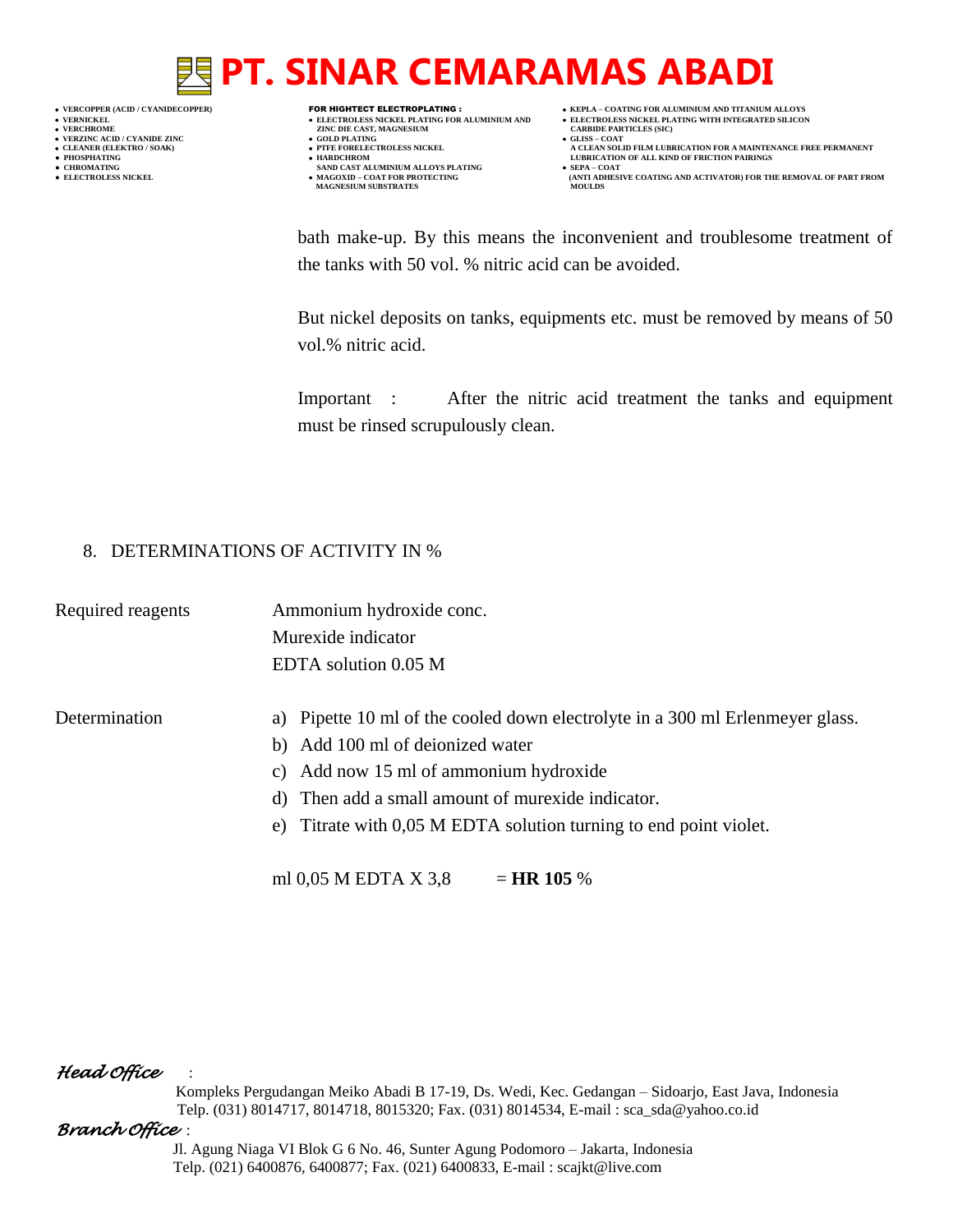bath make-up. By this means the inconvenient and troublesome treatment of the tanks with 50 vol. % nitric acid can be avoided.

But nickel deposits on tanks, equipments etc. must be removed by means of 50 vol.% nitric acid.

Important : After the nitric acid treatment the tanks and equipment must be rinsed scrupulously clean.

8. DETERMINATIONS OF ACTIVITY IN %

Required reagents

Ammonium hydroxide conc.
Murexide indicator
EDTA solution 0.05 M

Determination

a) Pipette 10 ml of the cooled down electrolyte in a 300 ml Erlenmeyer glass.
b) Add 100 ml of deionized water
c) Add now 15 ml of ammonium hydroxide
d) Then add a small amount of murexide indicator.
e) Titrate with 0,05 M EDTA solution turning to end point violet.

ml 0,05 M EDTA X 3,8 = **HR 105** %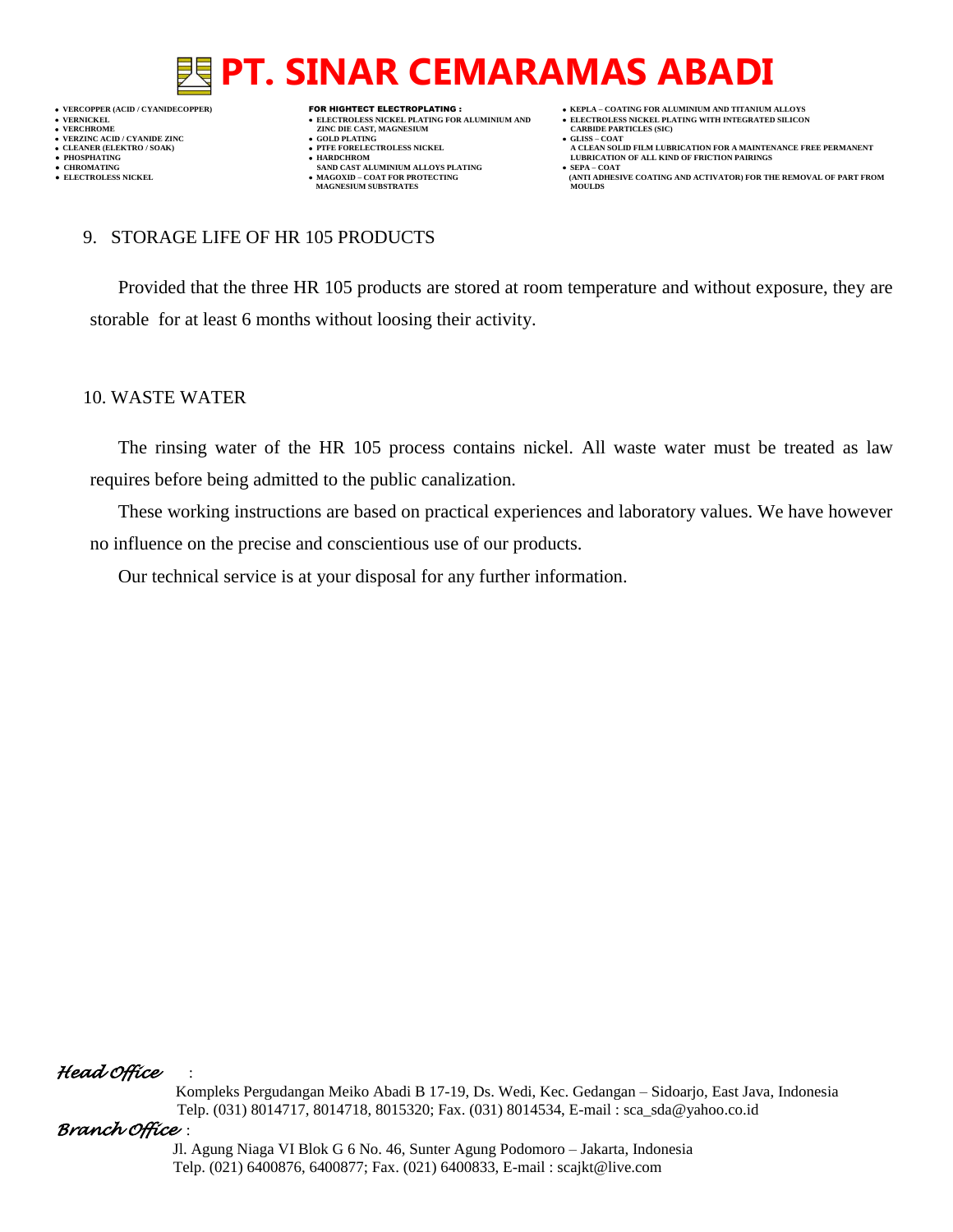## 9. STORAGE LIFE OF HR 105 PRODUCTS

Provided that the three HR 105 products are stored at room temperature and without exposure, they are storable for at least 6 months without loosing their activity.

## 10. WASTE WATER

The rinsing water of the HR 105 process contains nickel. All waste water must be treated as law requires before being admitted to the public canalization.

These working instructions are based on practical experiences and laboratory values. We have however no influence on the precise and conscientious use of our products.

Our technical service is at your disposal for any further information.